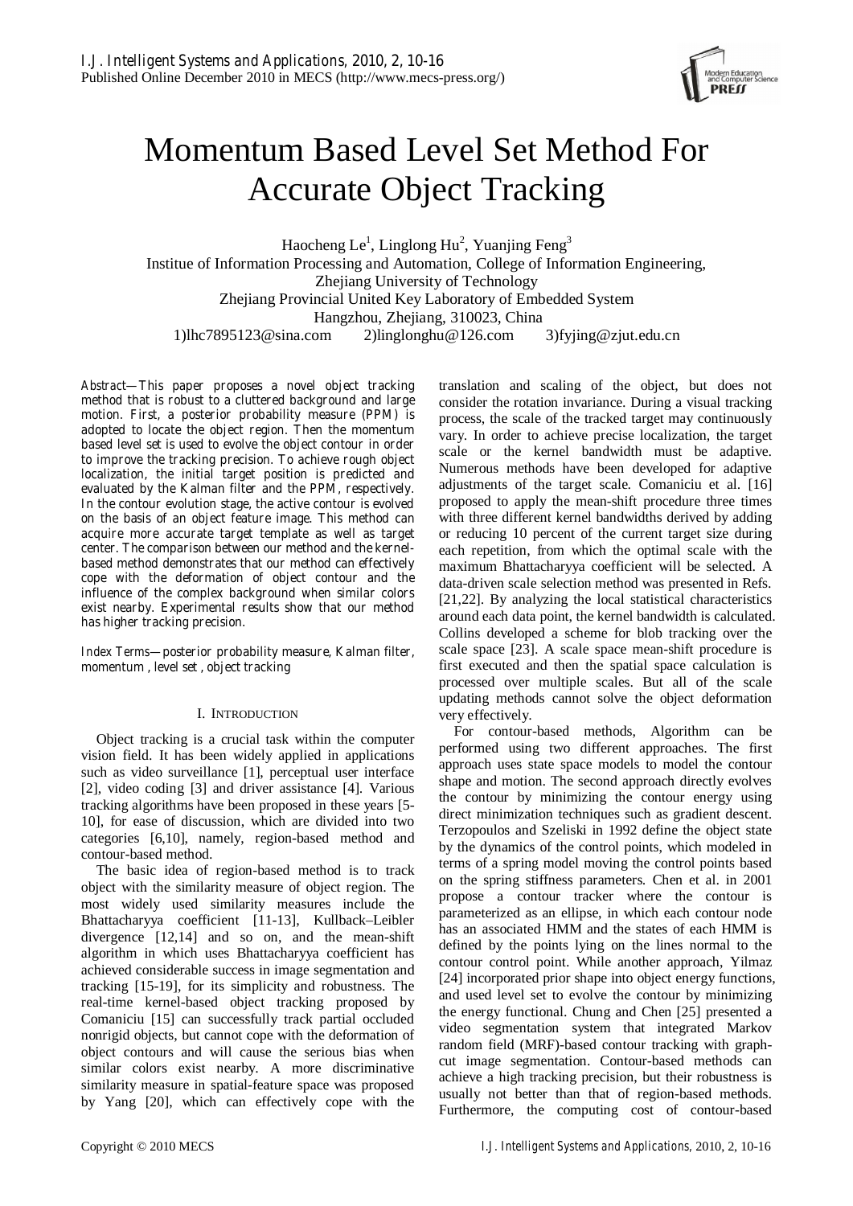# Momentum Based Level Set Method For Accurate Object Tracking

Haocheng Le[1], Linglong Hu[2], Yuanjing Feng[3]

Institue of Information Processing and Automation, College of Information Engineering, Zhejiang University of Technology

Zhejiang Provincial United Key Laboratory of Embedded System

Hangzhou, Zhejiang, 310023, China

1)lhc7895123@sina.com 2)linglonghu@126.com 3)fyjing@zjut.edu.cn

*Abstract*—This paper proposes a novel object tracking method that is robust to a cluttered background and large motion. First, a posterior probability measure (PPM) is adopted to locate the object region. Then the momentum based level set is used to evolve the object contour in order to improve the tracking precision. To achieve rough object localization, the initial target position is predicted and evaluated by the Kalman filter and the PPM, respectively. In the contour evolution stage, the active contour is evolved on the basis of an object feature image. This method can acquire more accurate target template as well as target center. The comparison between our method and the kernel-based method demonstrates that our method can effectively cope with the deformation of object contour and the influence of the complex background when similar colors exist nearby. Experimental results show that our method has higher tracking precision.

*Index Terms*—posterior probability measure, Kalman filter, momentum , level set , object tracking

## I. Introduction

Object tracking is a crucial task within the computer vision field. It has been widely applied in applications such as video surveillance [1], perceptual user interface [2], video coding [3] and driver assistance [4]. Various tracking algorithms have been proposed in these years [5-10], for ease of discussion, which are divided into two categories [6,10], namely, region-based method and contour-based method.

The basic idea of region-based method is to track object with the similarity measure of object region. The most widely used similarity measures include the Bhattacharyya coefficient [11-13], Kullback–Leibler divergence [12,14] and so on, and the mean-shift algorithm in which uses Bhattacharyya coefficient has achieved considerable success in image segmentation and tracking [15-19], for its simplicity and robustness. The real-time kernel-based object tracking proposed by Comaniciu [15] can successfully track partial occluded nonrigid objects, but cannot cope with the deformation of object contours and will cause the serious bias when similar colors exist nearby. A more discriminative similarity measure in spatial-feature space was proposed by Yang [20], which can effectively cope with the translation and scaling of the object, but does not consider the rotation invariance. During a visual tracking process, the scale of the tracked target may continuously vary. In order to achieve precise localization, the target scale or the kernel bandwidth must be adaptive. Numerous methods have been developed for adaptive adjustments of the target scale. Comaniciu et al. [16] proposed to apply the mean-shift procedure three times with three different kernel bandwidths derived by adding or reducing 10 percent of the current target size during each repetition, from which the optimal scale with the maximum Bhattacharyya coefficient will be selected. A data-driven scale selection method was presented in Refs. [21,22]. By analyzing the local statistical characteristics around each data point, the kernel bandwidth is calculated. Collins developed a scheme for blob tracking over the scale space [23]. A scale space mean-shift procedure is first executed and then the spatial space calculation is processed over multiple scales. But all of the scale updating methods cannot solve the object deformation very effectively.

For contour-based methods, Algorithm can be performed using two different approaches. The first approach uses state space models to model the contour shape and motion. The second approach directly evolves the contour by minimizing the contour energy using direct minimization techniques such as gradient descent. Terzopoulos and Szeliski in 1992 define the object state by the dynamics of the control points, which modeled in terms of a spring model moving the control points based on the spring stiffness parameters. Chen et al. in 2001 propose a contour tracker where the contour is parameterized as an ellipse, in which each contour node has an associated HMM and the states of each HMM is defined by the points lying on the lines normal to the contour control point. While another approach, Yilmaz [24] incorporated prior shape into object energy functions, and used level set to evolve the contour by minimizing the energy functional. Chung and Chen [25] presented a video segmentation system that integrated Markov random field (MRF)-based contour tracking with graph-cut image segmentation. Contour-based methods can achieve a high tracking precision, but their robustness is usually not better than that of region-based methods. Furthermore, the computing cost of contour-based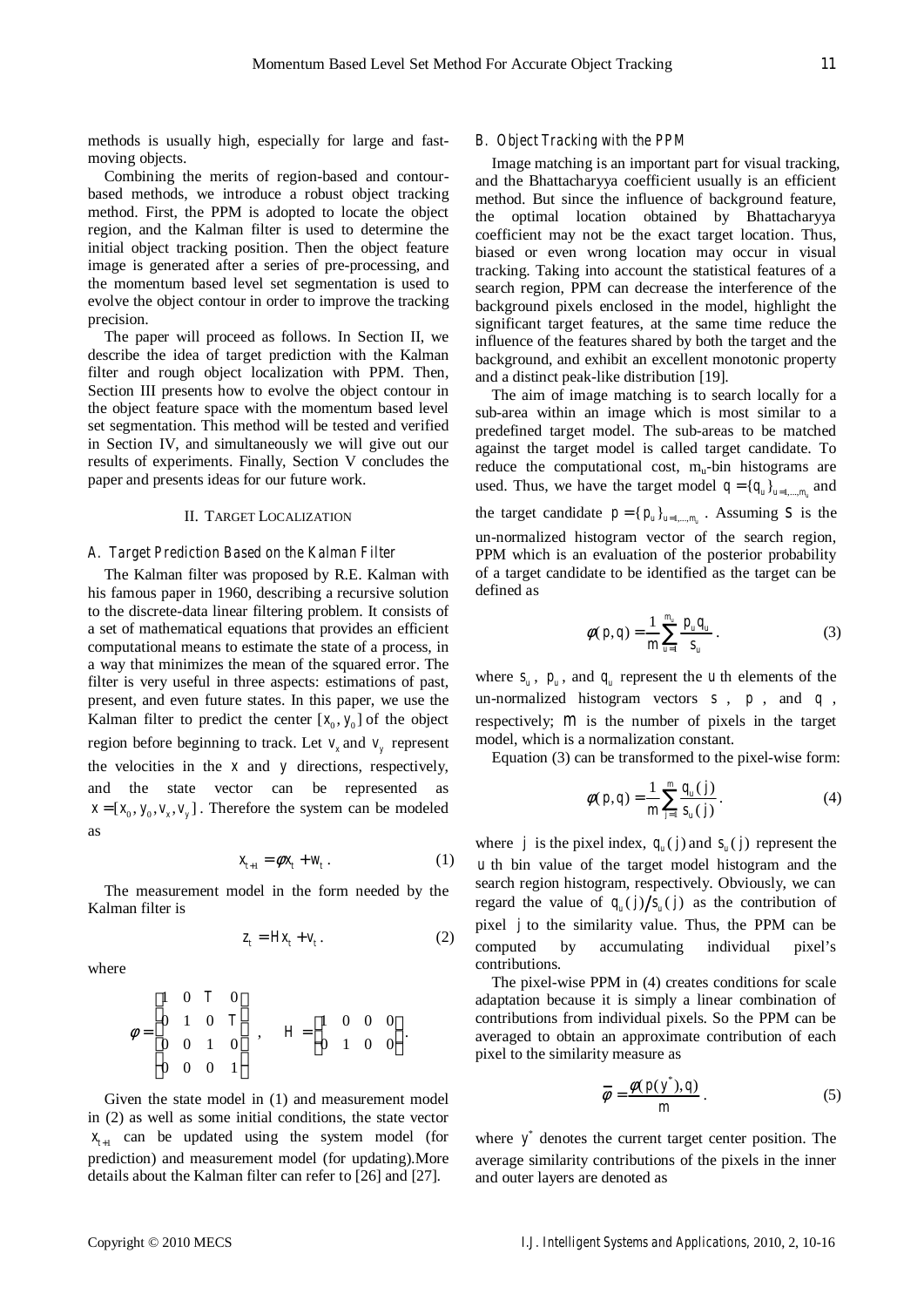methods is usually high, especially for large and fast-moving objects.

Combining the merits of region-based and contour-based methods, we introduce a robust object tracking method. First, the PPM is adopted to locate the object region, and the Kalman filter is used to determine the initial object tracking position. Then the object feature image is generated after a series of pre-processing, and the momentum based level set segmentation is used to evolve the object contour in order to improve the tracking precision.

The paper will proceed as follows. In Section II, we describe the idea of target prediction with the Kalman filter and rough object localization with PPM. Then, Section III presents how to evolve the object contour in the object feature space with the momentum based level set segmentation. This method will be tested and verified in Section IV, and simultaneously we will give out our results of experiments. Finally, Section V concludes the paper and presents ideas for our future work.

## II. Target Localization

### *A. Target Prediction Based on the Kalman Filter*

The Kalman filter was proposed by R.E. Kalman with his famous paper in 1960, describing a recursive solution to the discrete-data linear filtering problem. It consists of a set of mathematical equations that provides an efficient computational means to estimate the state of a process, in a way that minimizes the mean of the squared error. The filter is very useful in three aspects: estimations of past, present, and even future states. In this paper, we use the Kalman filter to predict the center $[x_0, y_0]$ of the object region before beginning to track. Let $v_x$ and $v_y$ represent the velocities in the $x$ and $y$ directions, respectively, and the state vector can be represented as $x = [x_0, y_0, v_x, v_y]$. Therefore the system can be modeled as

$$x_{t+1} = \phi x_t + w_t \,. \tag{1}$$

The measurement model in the form needed by the Kalman filter is

$$z_t = H x_t + v_t \,. \tag{2}$$

where

$$\phi = \begin{bmatrix} 1 & 0 & T & 0 \\ 0 & 1 & 0 & T \\ 0 & 0 & 1 & 0 \\ 0 & 0 & 0 & 1 \end{bmatrix}, \quad H = \begin{bmatrix} 1 & 0 & 0 & 0 \\ 0 & 1 & 0 & 0 \end{bmatrix}.$$

Given the state model in (1) and measurement model in (2) as well as some initial conditions, the state vector $x_{t+1}$ can be updated using the system model (for prediction) and measurement model (for updating).More details about the Kalman filter can refer to [26] and [27].

### *B. Object Tracking with the PPM*

Image matching is an important part for visual tracking, and the Bhattacharyya coefficient usually is an efficient method. But since the influence of background feature, the optimal location obtained by Bhattacharyya coefficient may not be the exact target location. Thus, biased or even wrong location may occur in visual tracking. Taking into account the statistical features of a search region, PPM can decrease the interference of the background pixels enclosed in the model, highlight the significant target features, at the same time reduce the influence of the features shared by both the target and the background, and exhibit an excellent monotonic property and a distinct peak-like distribution [19].

The aim of image matching is to search locally for a sub-area within an image which is most similar to a predefined target model. The sub-areas to be matched against the target model is called target candidate. To reduce the computational cost, $m_u$-bin histograms are used. Thus, we have the target model $q = \{q_u\}_{u=1,\ldots,m_u}$ and the target candidate $p = \{p_u\}_{u=1,\ldots,m_u}$. Assuming $s$ is the un-normalized histogram vector of the search region, PPM which is an evaluation of the posterior probability of a target candidate to be identified as the target can be defined as

$$\phi(p,q) = \frac{1}{m} \sum_{u=1}^{m_u} \frac{p_u q_u}{s_u} \,. \tag{3}$$

where $s_u$, $p_u$, and $q_u$ represent the $u$ th elements of the un-normalized histogram vectors $s$, $p$, and $q$, respectively; $m$ is the number of pixels in the target model, which is a normalization constant.

Equation (3) can be transformed to the pixel-wise form:

$$\phi(p,q) = \frac{1}{m} \sum_{j=1}^{m} \frac{q_u(j)}{s_u(j)} \,. \tag{4}$$

where $j$ is the pixel index, $q_u(j)$ and $s_u(j)$ represent the $u$ th bin value of the target model histogram and the search region histogram, respectively. Obviously, we can regard the value of $q_u(j)/s_u(j)$ as the contribution of pixel $j$ to the similarity value. Thus, the PPM can be computed by accumulating individual pixel's contributions.

The pixel-wise PPM in (4) creates conditions for scale adaptation because it is simply a linear combination of contributions from individual pixels. So the PPM can be averaged to obtain an approximate contribution of each pixel to the similarity measure as

$$\bar{\phi} = \frac{\phi(p(y^*), q)}{m} \,. \tag{5}$$

where $y^*$ denotes the current target center position. The average similarity contributions of the pixels in the inner and outer layers are denoted as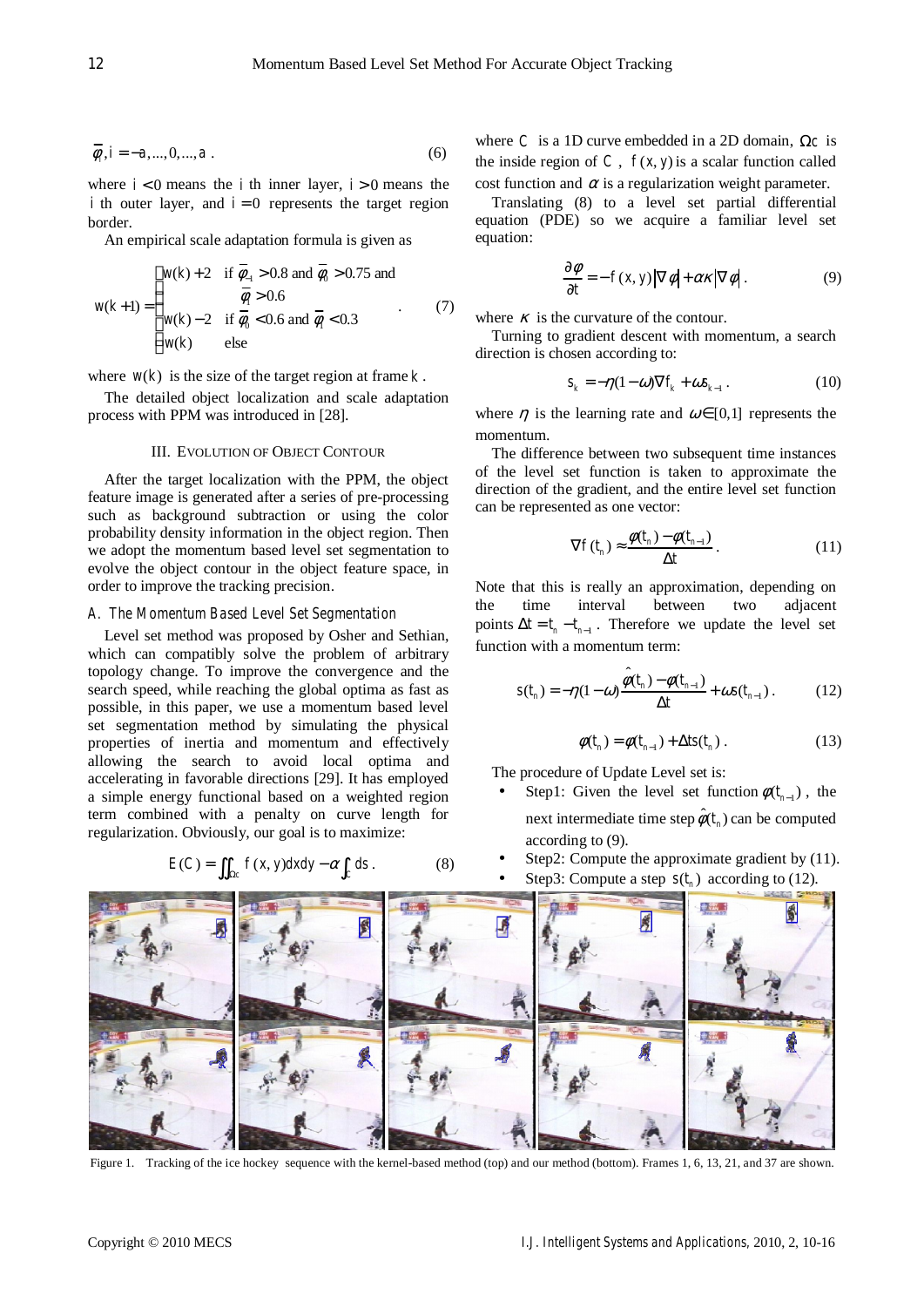$$\bar{\varphi}_i, i = -a, ..., 0, ..., a \,. \tag{6}$$

where $i < 0$ means the $i$ th inner layer, $i > 0$ means the $i$ th outer layer, and $i = 0$ represents the target region border.

An empirical scale adaptation formula is given as

$$w(k+1) = \begin{cases} w(k)+2 & \text{if } \bar{\varphi}_{-1} > 0.8 \text{ and } \bar{\varphi}_0 > 0.75 \text{ and } \bar{\varphi}_1 > 0.6 \\ w(k)-2 & \text{if } \bar{\varphi}_0 < 0.6 \text{ and } \bar{\varphi}_1 < 0.3 \\ w(k) & \text{else} \end{cases} \,. \tag{7}$$

where $w(k)$ is the size of the target region at frame $k$.

The detailed object localization and scale adaptation process with PPM was introduced in [28].

## III. Evolution of Object Contour

After the target localization with the PPM, the object feature image is generated after a series of pre-processing such as background subtraction or using the color probability density information in the object region. Then we adopt the momentum based level set segmentation to evolve the object contour in the object feature space, in order to improve the tracking precision.

### A. The Momentum Based Level Set Segmentation

Level set method was proposed by Osher and Sethian, which can compatibly solve the problem of arbitrary topology change. To improve the convergence and the search speed, while reaching the global optima as fast as possible, in this paper, we use a momentum based level set segmentation method by simulating the physical properties of inertia and momentum and effectively allowing the search to avoid local optima and accelerating in favorable directions [29]. It has employed a simple energy functional based on a weighted region term combined with a penalty on curve length for regularization. Obviously, our goal is to maximize:

$$E(C) = \iint_{\Omega c} f(x, y)dxdy - \alpha \int_{C} ds \,. \tag{8}$$

where $C$ is a 1D curve embedded in a 2D domain, $\Omega c$ is the inside region of $C$, $f(x, y)$ is a scalar function called cost function and $\alpha$ is a regularization weight parameter.

Translating (8) to a level set partial differential equation (PDE) so we acquire a familiar level set equation:

$$\frac{\partial \varphi}{\partial t} = -f(x, y)|\nabla \varphi| + \alpha \kappa |\nabla \varphi| \,. \tag{9}$$

where $\kappa$ is the curvature of the contour.

Turning to gradient descent with momentum, a search direction is chosen according to:

$$s_k = -\eta(1-\omega)\nabla f_k + \omega s_{k-1} \,. \tag{10}$$

where $\eta$ is the learning rate and $\omega \in [0,1]$ represents the momentum.

The difference between two subsequent time instances of the level set function is taken to approximate the direction of the gradient, and the entire level set function can be represented as one vector:

$$\nabla f(t_n) \approx \frac{\varphi(t_n) - \varphi(t_{n-1})}{\Delta t} \,. \tag{11}$$

Note that this is really an approximation, depending on the time interval between two adjacent points $\Delta t = t_n - t_{n-1}$. Therefore we update the level set function with a momentum term:

$$s(t_n) = -\eta(1-\omega)\frac{\hat{\varphi}(t_n) - \varphi(t_{n-1})}{\Delta t} + \omega s(t_{n-1}) \,. \tag{12}$$

$$\varphi(t_n) = \varphi(t_{n-1}) + \Delta t s(t_n) \,. \tag{13}$$

The procedure of Update Level set is:

- Step1: Given the level set function $\varphi(t_{n-1})$, the next intermediate time step $\hat{\varphi}(t_n)$ can be computed according to (9).
- Step2: Compute the approximate gradient by (11).
- Step3: Compute a step $s(t_n)$ according to (12).

Figure 1. Tracking of the ice hockey sequence with the kernel-based method (top) and our method (bottom). Frames 1, 6, 13, 21, and 37 are shown.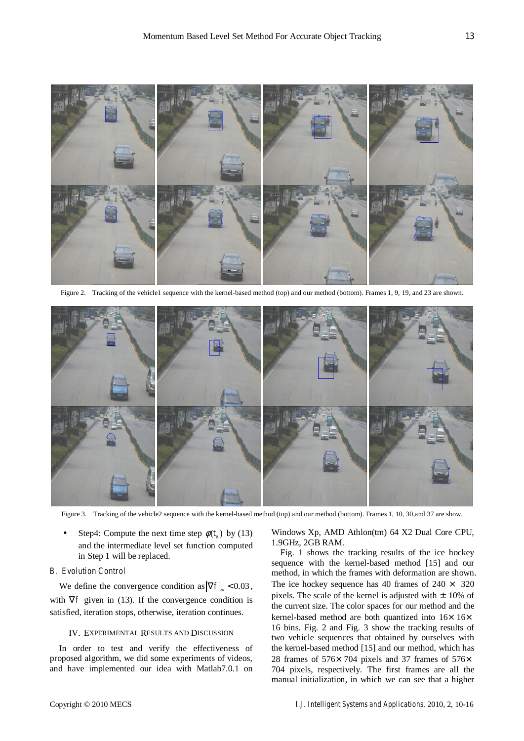Figure 2. Tracking of the vehicle1 sequence with the kernel-based method (top) and our method (bottom). Frames 1, 9, 19, and 23 are shown.

Figure 3. Tracking of the vehicle2 sequence with the kernel-based method (top) and our method (bottom). Frames 1, 10, 30,and 37 are show.

- Step4: Compute the next time step $\phi(t_n)$ by (13) and the intermediate level set function computed in Step 1 will be replaced.

### B. Evolution Control

We define the convergence condition as $\left|\nabla f\right|_{\infty} < 0.03$, with $\nabla f$ given in (13). If the convergence condition is satisfied, iteration stops, otherwise, iteration continues.

## IV. Experimental Results and Discussion

In order to test and verify the effectiveness of proposed algorithm, we did some experiments of videos, and have implemented our idea with Matlab7.0.1 on Windows Xp, AMD Athlon(tm) 64 X2 Dual Core CPU, 1.9GHz, 2GB RAM.

Fig. 1 shows the tracking results of the ice hockey sequence with the kernel-based method [15] and our method, in which the frames with deformation are shown. The ice hockey sequence has 40 frames of $240 \times 320$ pixels. The scale of the kernel is adjusted with $\pm$ 10% of the current size. The color spaces for our method and the kernel-based method are both quantized into $16\times 16\times 16$ bins. Fig. 2 and Fig. 3 show the tracking results of two vehicle sequences that obtained by ourselves with the kernel-based method [15] and our method, which has 28 frames of $576\times 704$ pixels and 37 frames of $576\times 704$ pixels, respectively. The first frames are all the manual initialization, in which we can see that a higher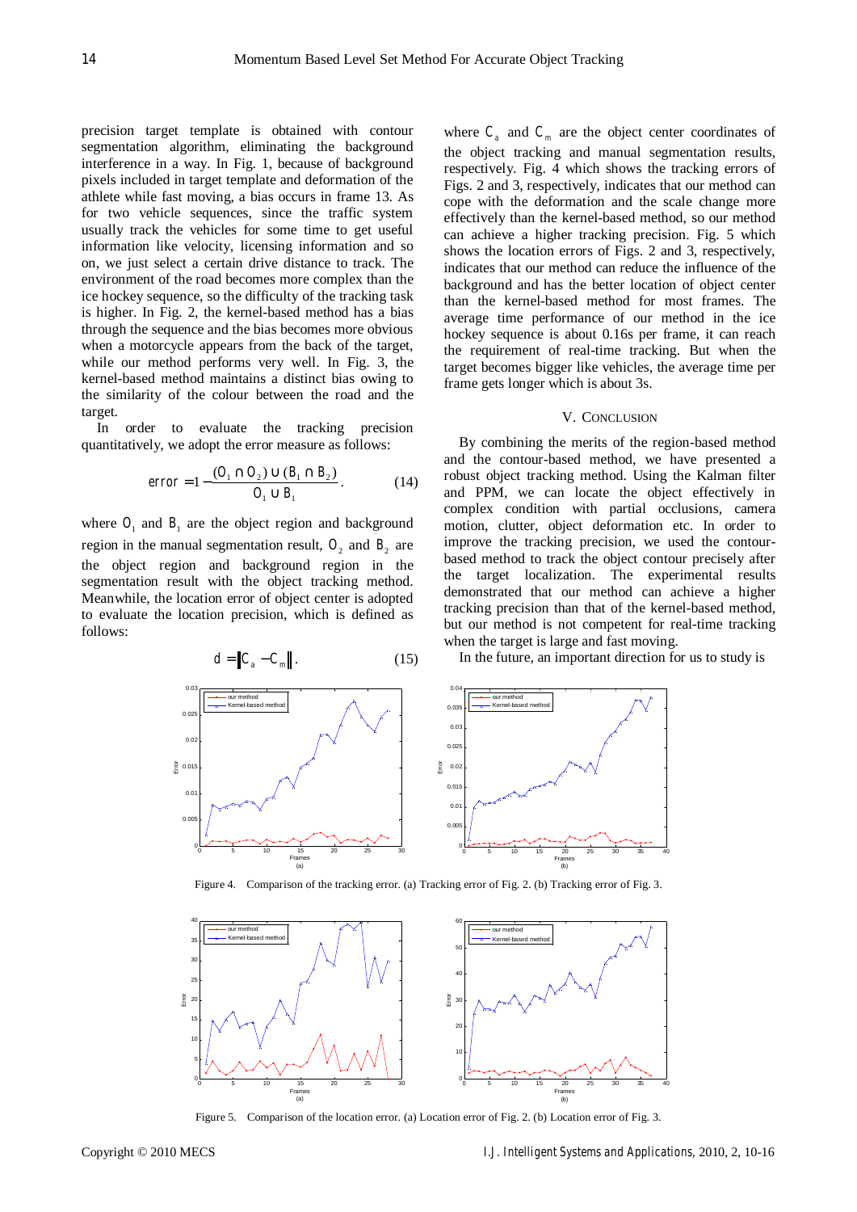precision target template is obtained with contour segmentation algorithm, eliminating the background interference in a way. In Fig. 1, because of background pixels included in target template and deformation of the athlete while fast moving, a bias occurs in frame 13. As for two vehicle sequences, since the traffic system usually track the vehicles for some time to get useful information like velocity, licensing information and so on, we just select a certain drive distance to track. The environment of the road becomes more complex than the ice hockey sequence, so the difficulty of the tracking task is higher. In Fig. 2, the kernel-based method has a bias through the sequence and the bias becomes more obvious when a motorcycle appears from the back of the target, while our method performs very well. In Fig. 3, the kernel-based method maintains a distinct bias owing to the similarity of the colour between the road and the target.

In order to evaluate the tracking precision quantitatively, we adopt the error measure as follows:

$$error = 1 - \frac{(O_1 \cap O_2) \cup (B_1 \cap B_2)}{O_1 \cup B_1}. \tag{14}$$

where $O_1$ and $B_1$ are the object region and background region in the manual segmentation result, $O_2$ and $B_2$ are the object region and background region in the segmentation result with the object tracking method. Meanwhile, the location error of object center is adopted to evaluate the location precision, which is defined as follows:

$$d = \| C_a - C_m \|. \tag{15}$$

where $C_a$ and $C_m$ are the object center coordinates of the object tracking and manual segmentation results, respectively. Fig. 4 which shows the tracking errors of Figs. 2 and 3, respectively, indicates that our method can cope with the deformation and the scale change more effectively than the kernel-based method, so our method can achieve a higher tracking precision. Fig. 5 which shows the location errors of Figs. 2 and 3, respectively, indicates that our method can reduce the influence of the background and has the better location of object center than the kernel-based method for most frames. The average time performance of our method in the ice hockey sequence is about 0.16s per frame, it can reach the requirement of real-time tracking. But when the target becomes bigger like vehicles, the average time per frame gets longer which is about 3s.

## V. Conclusion

By combining the merits of the region-based method and the contour-based method, we have presented a robust object tracking method. Using the Kalman filter and PPM, we can locate the object effectively in complex condition with partial occlusions, camera motion, clutter, object deformation etc. In order to improve the tracking precision, we used the contour-based method to track the object contour precisely after the target localization. The experimental results demonstrated that our method can achieve a higher tracking precision than that of the kernel-based method, but our method is not competent for real-time tracking when the target is large and fast moving.

In the future, an important direction for us to study is

Figure 4. Comparison of the tracking error. (a) Tracking error of Fig. 2. (b) Tracking error of Fig. 3.

Figure 5. Comparison of the location error. (a) Location error of Fig. 2. (b) Location error of Fig. 3.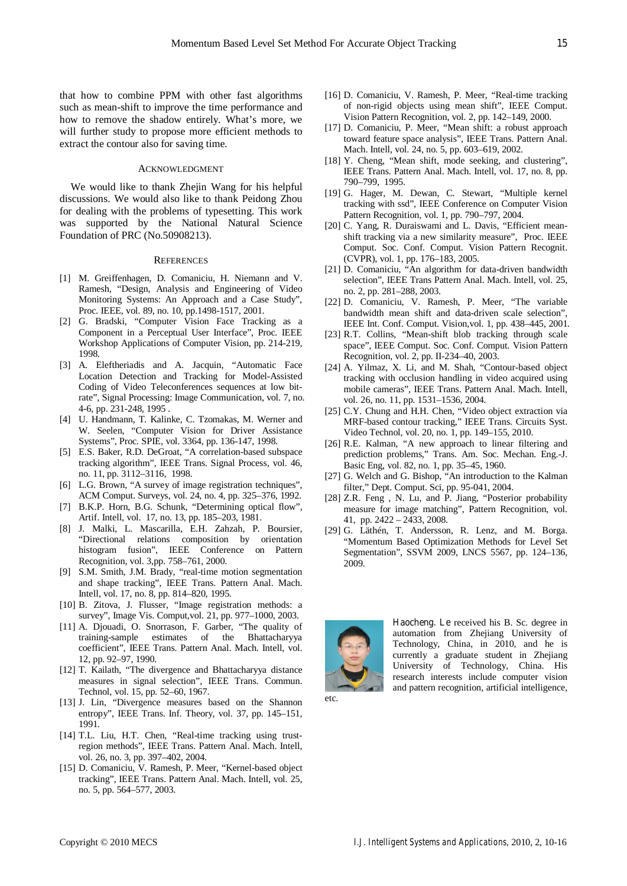that how to combine PPM with other fast algorithms such as mean-shift to improve the time performance and how to remove the shadow entirely. What's more, we will further study to propose more efficient methods to extract the contour also for saving time.

## ACKNOWLEDGMENT

We would like to thank Zhejin Wang for his helpful discussions. We would also like to thank Peidong Zhou for dealing with the problems of typesetting. This work was supported by the National Natural Science Foundation of PRC (No.50908213).

## REFERENCES

[1] M. Greiffenhagen, D. Comaniciu, H. Niemann and V. Ramesh, "Design, Analysis and Engineering of Video Monitoring Systems: An Approach and a Case Study", Proc. IEEE, vol. 89, no. 10, pp.1498-1517, 2001.

[2] G. Bradski, "Computer Vision Face Tracking as a Component in a Perceptual User Interface", Proc. IEEE Workshop Applications of Computer Vision, pp. 214-219, 1998.

[3] A. Eleftheriadis and A. Jacquin, "Automatic Face Location Detection and Tracking for Model-Assisted Coding of Video Teleconferences sequences at low bit-rate", Signal Processing: Image Communication, vol. 7, no. 4-6, pp. 231-248, 1995 .

[4] U. Handmann, T. Kalinke, C. Tzomakas, M. Werner and W. Seelen, "Computer Vision for Driver Assistance Systems", Proc. SPIE, vol. 3364, pp. 136-147, 1998.

[5] E.S. Baker, R.D. DeGroat, "A correlation-based subspace tracking algorithm", IEEE Trans. Signal Process, vol. 46, no. 11, pp. 3112–3116, 1998.

[6] L.G. Brown, "A survey of image registration techniques", ACM Comput. Surveys, vol. 24, no. 4, pp. 325–376, 1992.

[7] B.K.P. Horn, B.G. Schunk, "Determining optical flow", Artif. Intell, vol. 17, no. 13, pp. 185–203, 1981.

[8] J. Malki, L. Mascarilla, E.H. Zahzah, P. Boursier, "Directional relations composition by orientation histogram fusion", IEEE Conference on Pattern Recognition, vol. 3,pp. 758–761, 2000.

[9] S.M. Smith, J.M. Brady, "real-time motion segmentation and shape tracking", IEEE Trans. Pattern Anal. Mach. Intell, vol. 17, no. 8, pp. 814–820, 1995.

[10] B. Zitova, J. Flusser, "Image registration methods: a survey", Image Vis. Comput,vol. 21, pp. 977–1000, 2003.

[11] A. Djouadi, O. Snorrason, F. Garber, "The quality of training-sample estimates of the Bhattacharyya coefficient", IEEE Trans. Pattern Anal. Mach. Intell, vol. 12, pp. 92–97, 1990.

[12] T. Kailath, "The divergence and Bhattacharyya distance measures in signal selection", IEEE Trans. Commun. Technol, vol. 15, pp. 52–60, 1967.

[13] J. Lin, "Divergence measures based on the Shannon entropy", IEEE Trans. Inf. Theory, vol. 37, pp. 145–151, 1991.

[14] T.L. Liu, H.T. Chen, "Real-time tracking using trust-region methods", IEEE Trans. Pattern Anal. Mach. Intell, vol. 26, no. 3, pp. 397–402, 2004.

[15] D. Comaniciu, V. Ramesh, P. Meer, "Kernel-based object tracking", IEEE Trans. Pattern Anal. Mach. Intell, vol. 25, no. 5, pp. 564–577, 2003.

[16] D. Comaniciu, V. Ramesh, P. Meer, "Real-time tracking of non-rigid objects using mean shift", IEEE Comput. Vision Pattern Recognition, vol. 2, pp. 142–149, 2000.

[17] D. Comaniciu, P. Meer, "Mean shift: a robust approach toward feature space analysis", IEEE Trans. Pattern Anal. Mach. Intell, vol. 24, no. 5, pp. 603–619, 2002.

[18] Y. Cheng, "Mean shift, mode seeking, and clustering", IEEE Trans. Pattern Anal. Mach. Intell, vol. 17, no. 8, pp. 790–799, 1995.

[19] G. Hager, M. Dewan, C. Stewart, "Multiple kernel tracking with ssd", IEEE Conference on Computer Vision Pattern Recognition, vol. 1, pp. 790–797, 2004.

[20] C. Yang, R. Duraiswami and L. Davis, "Efficient mean-shift tracking via a new similarity measure", Proc. IEEE Comput. Soc. Conf. Comput. Vision Pattern Recognit. (CVPR), vol. 1, pp. 176–183, 2005.

[21] D. Comaniciu, "An algorithm for data-driven bandwidth selection", IEEE Trans Pattern Anal. Mach. Intell, vol. 25, no. 2, pp. 281–288, 2003.

[22] D. Comaniciu, V. Ramesh, P. Meer, "The variable bandwidth mean shift and data-driven scale selection", IEEE Int. Conf. Comput. Vision,vol. 1, pp. 438–445, 2001.

[23] R.T. Collins, "Mean-shift blob tracking through scale space", IEEE Comput. Soc. Conf. Comput. Vision Pattern Recognition, vol. 2, pp. II-234–40, 2003.

[24] A. Yilmaz, X. Li, and M. Shah, "Contour-based object tracking with occlusion handling in video acquired using mobile cameras", IEEE Trans. Pattern Anal. Mach. Intell, vol. 26, no. 11, pp. 1531–1536, 2004.

[25] C.Y. Chung and H.H. Chen, "Video object extraction via MRF-based contour tracking," IEEE Trans. Circuits Syst. Video Technol, vol. 20, no. 1, pp. 149–155, 2010.

[26] R.E. Kalman, "A new approach to linear filtering and prediction problems," Trans. Am. Soc. Mechan. Eng.-J. Basic Eng, vol. 82, no. 1, pp. 35–45, 1960.

[27] G. Welch and G. Bishop, "An introduction to the Kalman filter," Dept. Comput. Sci, pp. 95-041, 2004.

[28] Z.R. Feng , N. Lu, and P. Jiang, "Posterior probability measure for image matching", Pattern Recognition, vol. 41, pp. 2422 – 2433, 2008.

[29] G. Läthén, T. Andersson, R. Lenz, and M. Borga. "Momentum Based Optimization Methods for Level Set Segmentation", SSVM 2009, LNCS 5567, pp. 124–136, 2009.

**Haocheng. Le** received his B. Sc. degree in automation from Zhejiang University of Technology, China, in 2010, and he is currently a graduate student in Zhejiang University of Technology, China. His research interests include computer vision and pattern recognition, artificial intelligence, etc.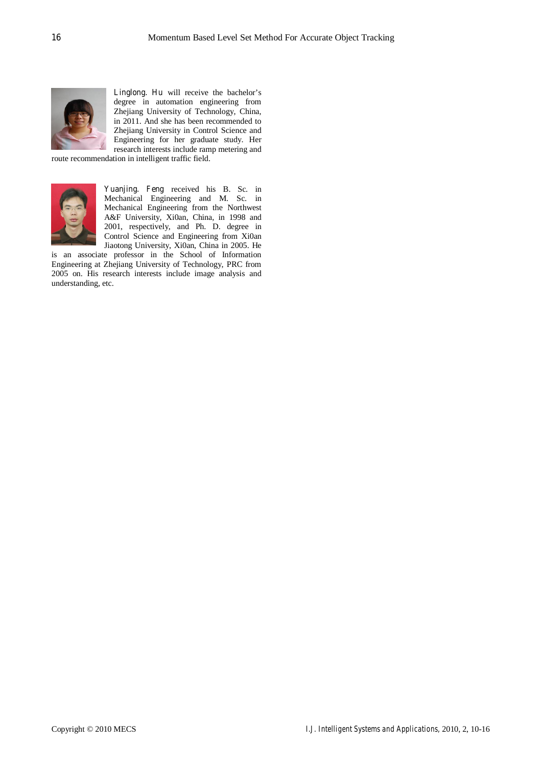**Linglong. Hu** will receive the bachelor's degree in automation engineering from Zhejiang University of Technology, China, in 2011. And she has been recommended to Zhejiang University in Control Science and Engineering for her graduate study. Her research interests include ramp metering and route recommendation in intelligent traffic field.

**Yuanjing. Feng** received his B. Sc. in Mechanical Engineering and M. Sc. in Mechanical Engineering from the Northwest A&F University, Xi0an, China, in 1998 and 2001, respectively, and Ph. D. degree in Control Science and Engineering from Xi0an Jiaotong University, Xi0an, China in 2005. He is an associate professor in the School of Information Engineering at Zhejiang University of Technology, PRC from 2005 on. His research interests include image analysis and understanding, etc.